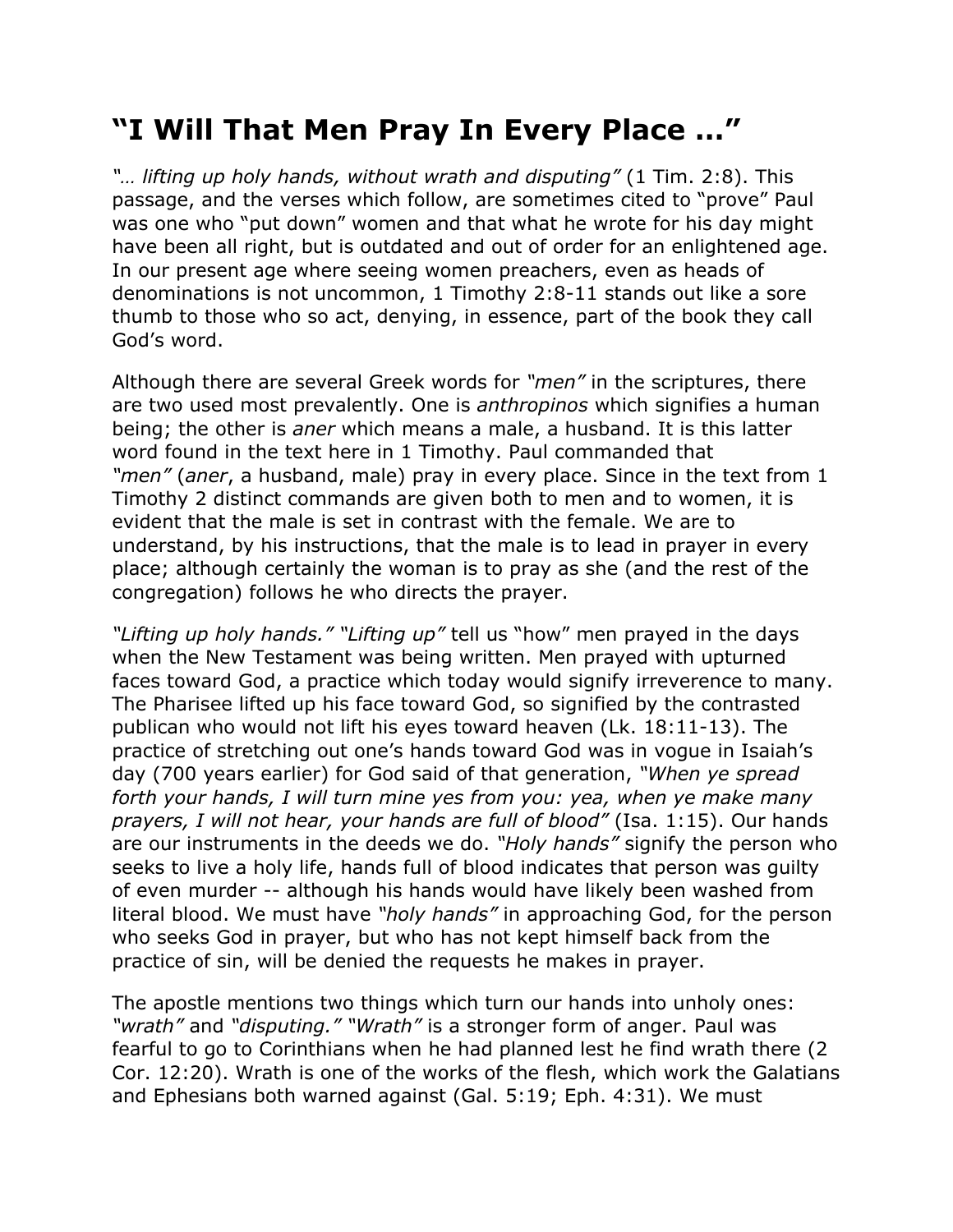# "I Will That Men Pray In Every Place …"

*"… lifting up holy hands, without wrath and disputing"* (1 Tim. 2:8). This passage, and the verses which follow, are sometimes cited to "prove" Paul was one who "put down" women and that what he wrote for his day might have been all right, but is outdated and out of order for an enlightened age. In our present age where seeing women preachers, even as heads of denominations is not uncommon, 1 Timothy 2:8-11 stands out like a sore thumb to those who so act, denying, in essence, part of the book they call God's word.

Although there are several Greek words for *"men"* in the scriptures, there are two used most prevalently. One is *anthropinos* which signifies a human being; the other is *aner* which means a male, a husband. It is this latter word found in the text here in 1 Timothy. Paul commanded that *"men"* (*aner*, a husband, male) pray in every place. Since in the text from 1 Timothy 2 distinct commands are given both to men and to women, it is evident that the male is set in contrast with the female. We are to understand, by his instructions, that the male is to lead in prayer in every place; although certainly the woman is to pray as she (and the rest of the congregation) follows he who directs the prayer.

*"Lifting up holy hands." "Lifting up"* tell us "how" men prayed in the days when the New Testament was being written. Men prayed with upturned faces toward God, a practice which today would signify irreverence to many. The Pharisee lifted up his face toward God, so signified by the contrasted publican who would not lift his eyes toward heaven (Lk. 18:11-13). The practice of stretching out one's hands toward God was in vogue in Isaiah's day (700 years earlier) for God said of that generation, *"When ye spread forth your hands, I will turn mine yes from you: yea, when ye make many prayers, I will not hear, your hands are full of blood"* (Isa. 1:15). Our hands are our instruments in the deeds we do. *"Holy hands"* signify the person who seeks to live a holy life, hands full of blood indicates that person was guilty of even murder -- although his hands would have likely been washed from literal blood. We must have *"holy hands"* in approaching God, for the person who seeks God in prayer, but who has not kept himself back from the practice of sin, will be denied the requests he makes in prayer.

The apostle mentions two things which turn our hands into unholy ones: *"wrath"* and *"disputing." "Wrath"* is a stronger form of anger. Paul was fearful to go to Corinthians when he had planned lest he find wrath there (2 Cor. 12:20). Wrath is one of the works of the flesh, which work the Galatians and Ephesians both warned against (Gal. 5:19; Eph. 4:31). We must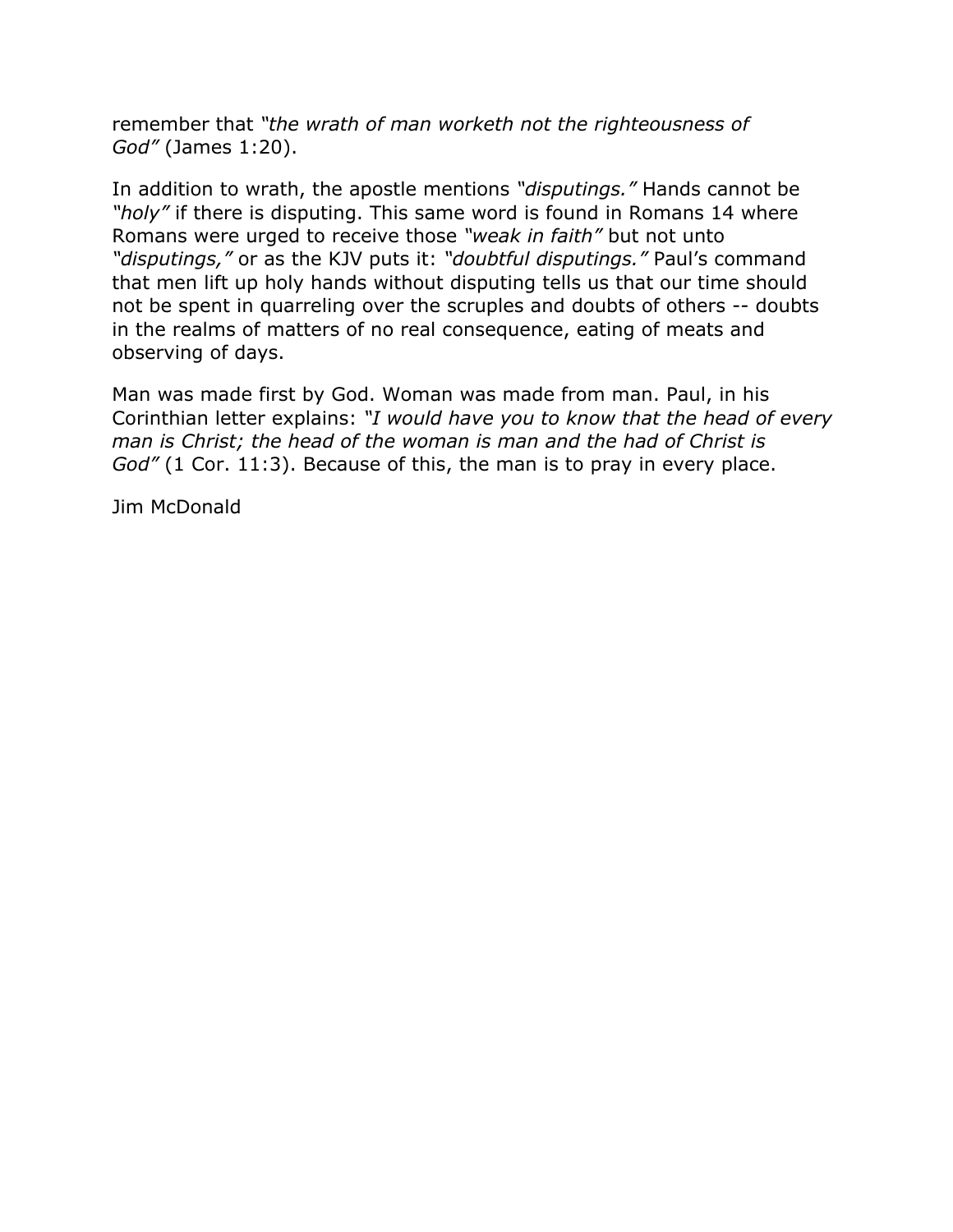remember that *"the wrath of man worketh not the righteousness of God"* (James 1:20).

In addition to wrath, the apostle mentions *"disputings."* Hands cannot be *"holy"* if there is disputing. This same word is found in Romans 14 where Romans were urged to receive those *"weak in faith"* but not unto *"disputings,"* or as the KJV puts it: *"doubtful disputings."* Paul's command that men lift up holy hands without disputing tells us that our time should not be spent in quarreling over the scruples and doubts of others -- doubts in the realms of matters of no real consequence, eating of meats and observing of days.

Man was made first by God. Woman was made from man. Paul, in his Corinthian letter explains: *"I would have you to know that the head of every man is Christ; the head of the woman is man and the had of Christ is God"* (1 Cor. 11:3). Because of this, the man is to pray in every place.

Jim McDonald